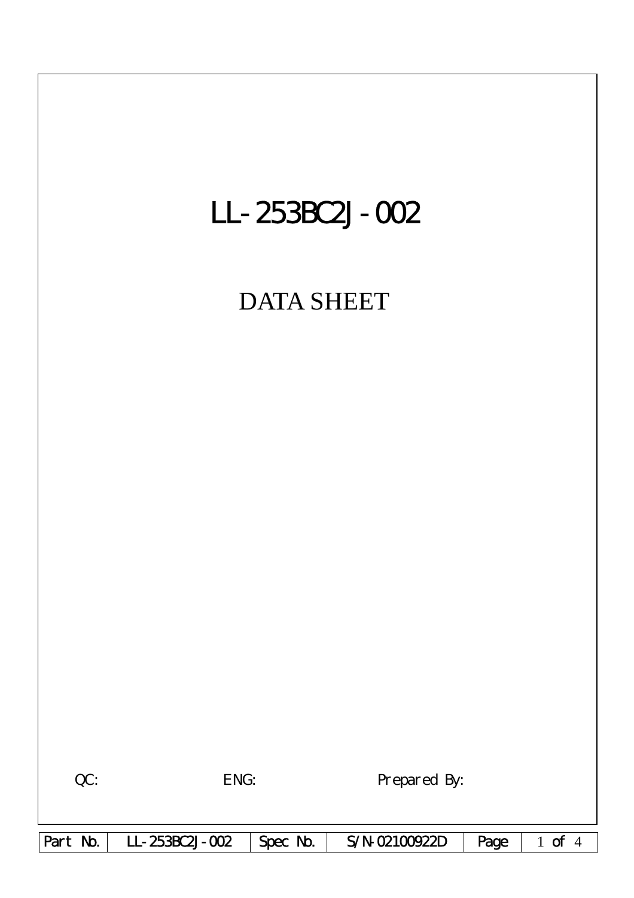# LL-253BC2J-002

## DATA SHEET

QC: ENG: Prepared By:

| Part No. | LL-253BC2J-002 | Spec No. | S/N-02100922D |
|---|---|---|---|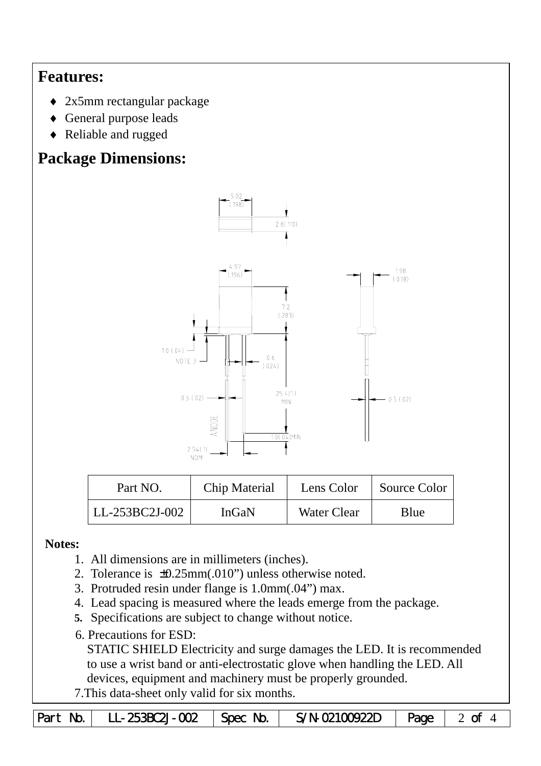## Features:

- 2x5mm rectangular package
- General purpose leads
- Reliable and rugged

## Package Dimensions:

| Part NO. | Chip Material | Lens Color | Source Color |
| --- | --- | --- | --- |
| LL-253BC2J-002 | InGaN | Water Clear | Blue |

**Notes:**

1. All dimensions are in millimeters (inches).
2. Tolerance is ±0.25mm(.010") unless otherwise noted.
3. Protruded resin under flange is 1.0mm(.04") max.
4. Lead spacing is measured where the leads emerge from the package.
5. Specifications are subject to change without notice.
6. Precautions for ESD:
   STATIC SHIELD Electricity and surge damages the LED. It is recommended to use a wrist band or anti-electrostatic glove when handling the LED. All devices, equipment and machinery must be properly grounded.
7. This data-sheet only valid for six months.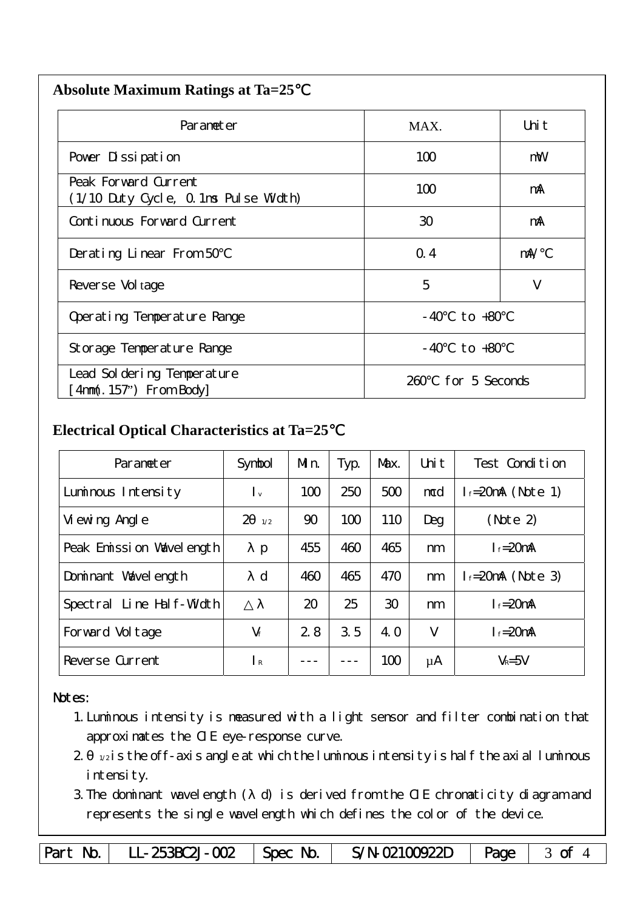## Absolute Maximum Ratings at Ta=25℃

| Parameter | MAX. | Unit |
| --- | --- | --- |
| Power Dissipation | 100 | mW |
| Peak Forward Current (1/10 Duty Cycle, 0.1ms Pulse Width) | 100 | mA |
| Continuous Forward Current | 30 | mA |
| Derating Linear From 50℃ | 0.4 | mA/℃ |
| Reverse Voltage | 5 | V |
| Operating Temperature Range | -40℃ to +80℃ | |
| Storage Temperature Range | -40℃ to +80℃ | |
| Lead Soldering Temperature [4mm(.157") From Body] | 260℃ for 5 Seconds | |

## Electrical Optical Characteristics at Ta=25℃

| Parameter | Symbol | Min. | Typ. | Max. | Unit | Test Condition |
| --- | --- | --- | --- | --- | --- | --- |
| Luminous Intensity | $I_v$ | 100 | 250 | 500 | mcd | $I_f$=20mA (Note 1) |
| Viewing Angle | $2\theta_{1/2}$ | 90 | 100 | 110 | Deg | (Note 2) |
| Peak Emission Wavelength | $\lambda p$ | 455 | 460 | 465 | nm | $I_f$=20mA |
| Dominant Wavelength | $\lambda d$ | 460 | 465 | 470 | nm | $I_f$=20mA (Note 3) |
| Spectral Line Half-Width | $\triangle\lambda$ | 20 | 25 | 30 | nm | $I_f$=20mA |
| Forward Voltage | $V_f$ | 2.8 | 3.5 | 4.0 | V | $I_f$=20mA |
| Reverse Current | $I_R$ | --- | --- | 100 | μA | $V_R$=5V |

Notes:

1. Luminous intensity is measured with a light sensor and filter combination that approximates the CIE eye-response curve.
2. $\theta_{1/2}$ is the off-axis angle at which the luminous intensity is half the axial luminous intensity.
3. The dominant wavelength ($\lambda d$) is derived from the CIE chromaticity diagram and represents the single wavelength which defines the color of the device.

| Part No. | LL-253BC2J-002 | Spec No. | S/N-02100922D |
| --- | --- | --- | --- |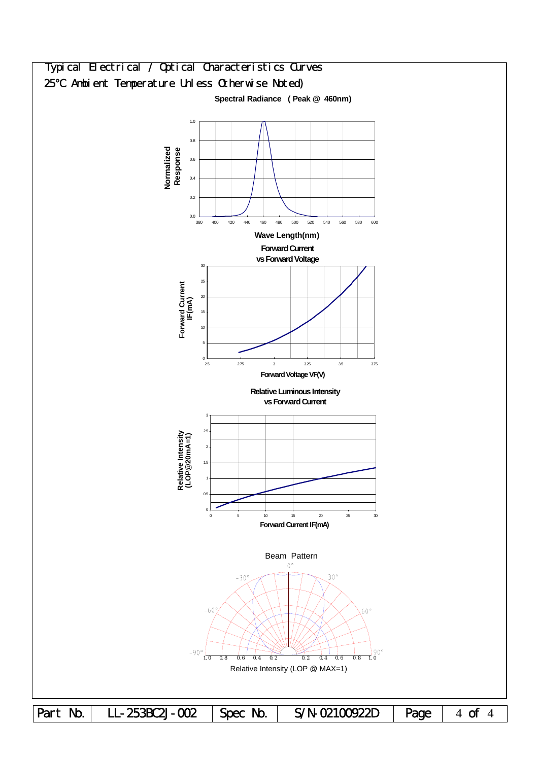# Typical Electrical / Optical Characteristics Curves
## 25°C Ambient Temperature Unless Otherwise Noted)

**Spectral Radiance ( Peak @ 460nm)**

Normalized Response

1.0
0.8
0.6
0.4
0.2
0.0

380 400 420 440 460 480 500 520 540 560 580 600

Wave Length(nm)

**Forward Current vs Forward Voltage**

Forward Current IF(mA)

30
25
20
15
10
5
0

2.5 2.75 3 3.25 3.5 3.75

Forward Voltage VF(V)

**Relative Luminous Intensity vs Forward Current**

Relative Intensity (LOP@20mA=1)

3
2.5
2
1.5
1
0.5
0

0 5 10 15 20 25 30

Forward Current IF(mA)

**Beam Pattern**

0°
-30° 30°
-60° 60°
-90° 90°

1.0 0.8 0.6 0.4 0.2 0.2 0.4 0.6 0.8 1.0

Relative Intensity (LOP @ MAX=1)

| Part No. | LL-253BC2J-002 | Spec No. | S/N-02100922D |
| --- | --- | --- | --- |